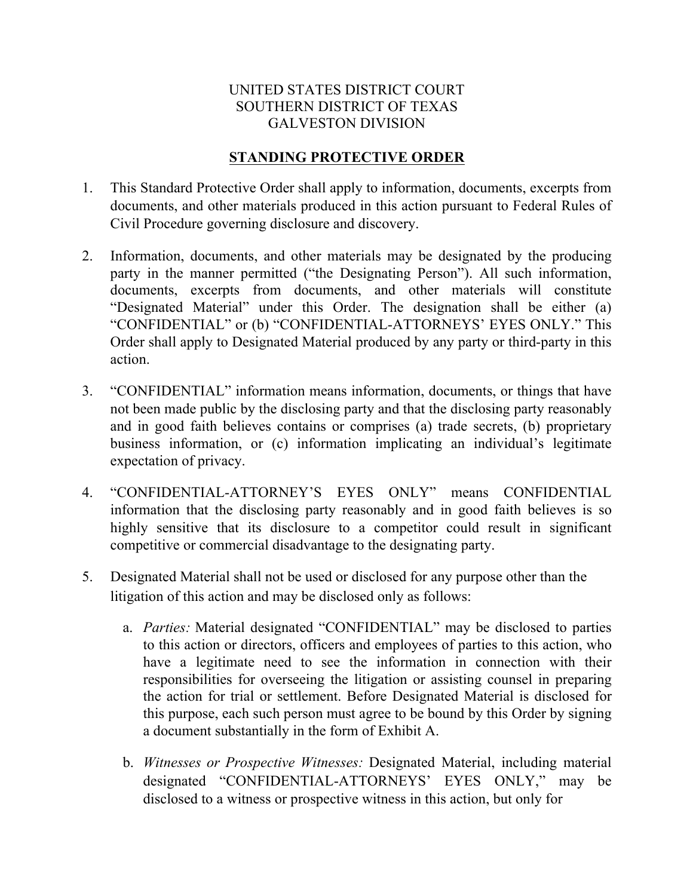UNITED STATES DISTRICT COURT
SOUTHERN DISTRICT OF TEXAS
GALVESTON DIVISION

# STANDING PROTECTIVE ORDER

1. This Standard Protective Order shall apply to information, documents, excerpts from documents, and other materials produced in this action pursuant to Federal Rules of Civil Procedure governing disclosure and discovery.

2. Information, documents, and other materials may be designated by the producing party in the manner permitted ("the Designating Person"). All such information, documents, excerpts from documents, and other materials will constitute "Designated Material" under this Order. The designation shall be either (a) "CONFIDENTIAL" or (b) "CONFIDENTIAL-ATTORNEYS' EYES ONLY." This Order shall apply to Designated Material produced by any party or third-party in this action.

3. "CONFIDENTIAL" information means information, documents, or things that have not been made public by the disclosing party and that the disclosing party reasonably and in good faith believes contains or comprises (a) trade secrets, (b) proprietary business information, or (c) information implicating an individual's legitimate expectation of privacy.

4. "CONFIDENTIAL-ATTORNEY'S EYES ONLY" means CONFIDENTIAL information that the disclosing party reasonably and in good faith believes is so highly sensitive that its disclosure to a competitor could result in significant competitive or commercial disadvantage to the designating party.

5. Designated Material shall not be used or disclosed for any purpose other than the litigation of this action and may be disclosed only as follows:

   a. *Parties:* Material designated "CONFIDENTIAL" may be disclosed to parties to this action or directors, officers and employees of parties to this action, who have a legitimate need to see the information in connection with their responsibilities for overseeing the litigation or assisting counsel in preparing the action for trial or settlement. Before Designated Material is disclosed for this purpose, each such person must agree to be bound by this Order by signing a document substantially in the form of Exhibit A.

   b. *Witnesses or Prospective Witnesses:* Designated Material, including material designated "CONFIDENTIAL-ATTORNEYS' EYES ONLY," may be disclosed to a witness or prospective witness in this action, but only for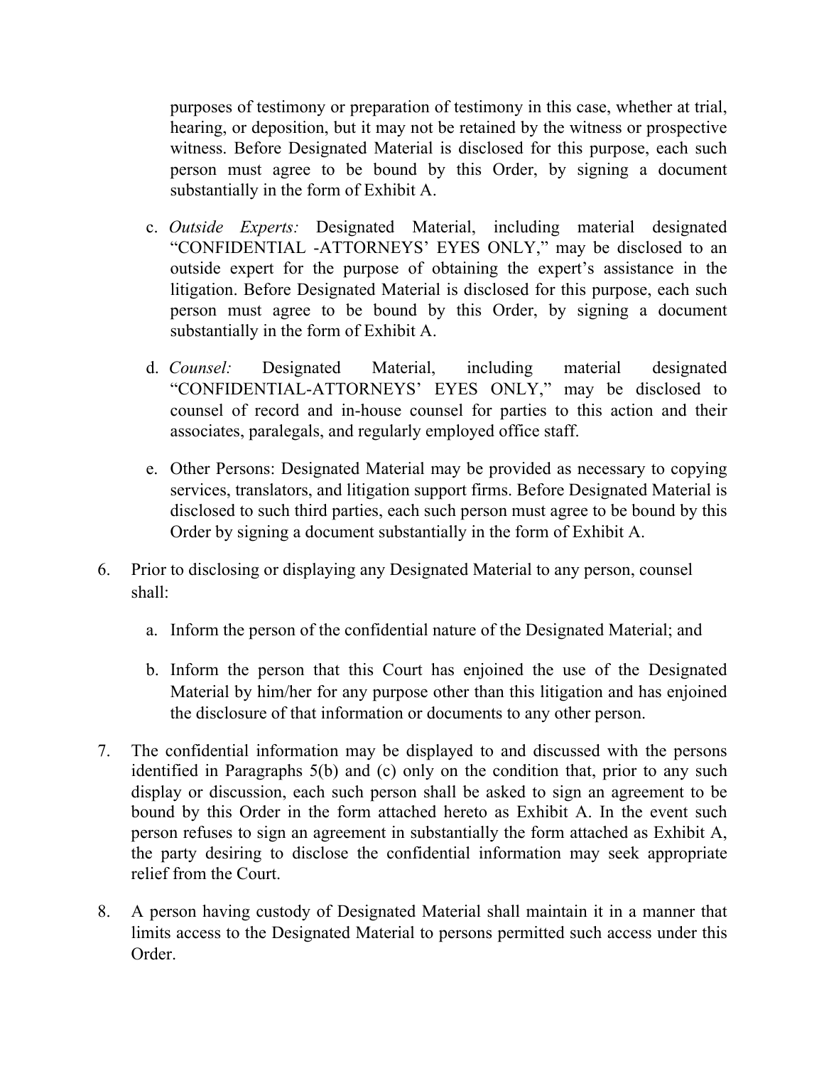purposes of testimony or preparation of testimony in this case, whether at trial, hearing, or deposition, but it may not be retained by the witness or prospective witness. Before Designated Material is disclosed for this purpose, each such person must agree to be bound by this Order, by signing a document substantially in the form of Exhibit A.

   c. *Outside Experts:* Designated Material, including material designated "CONFIDENTIAL -ATTORNEYS' EYES ONLY," may be disclosed to an outside expert for the purpose of obtaining the expert's assistance in the litigation. Before Designated Material is disclosed for this purpose, each such person must agree to be bound by this Order, by signing a document substantially in the form of Exhibit A.

   d. *Counsel:* Designated Material, including material designated "CONFIDENTIAL-ATTORNEYS' EYES ONLY," may be disclosed to counsel of record and in-house counsel for parties to this action and their associates, paralegals, and regularly employed office staff.

   e. Other Persons: Designated Material may be provided as necessary to copying services, translators, and litigation support firms. Before Designated Material is disclosed to such third parties, each such person must agree to be bound by this Order by signing a document substantially in the form of Exhibit A.

6. Prior to disclosing or displaying any Designated Material to any person, counsel shall:

   a. Inform the person of the confidential nature of the Designated Material; and

   b. Inform the person that this Court has enjoined the use of the Designated Material by him/her for any purpose other than this litigation and has enjoined the disclosure of that information or documents to any other person.

7. The confidential information may be displayed to and discussed with the persons identified in Paragraphs 5(b) and (c) only on the condition that, prior to any such display or discussion, each such person shall be asked to sign an agreement to be bound by this Order in the form attached hereto as Exhibit A. In the event such person refuses to sign an agreement in substantially the form attached as Exhibit A, the party desiring to disclose the confidential information may seek appropriate relief from the Court.

8. A person having custody of Designated Material shall maintain it in a manner that limits access to the Designated Material to persons permitted such access under this Order.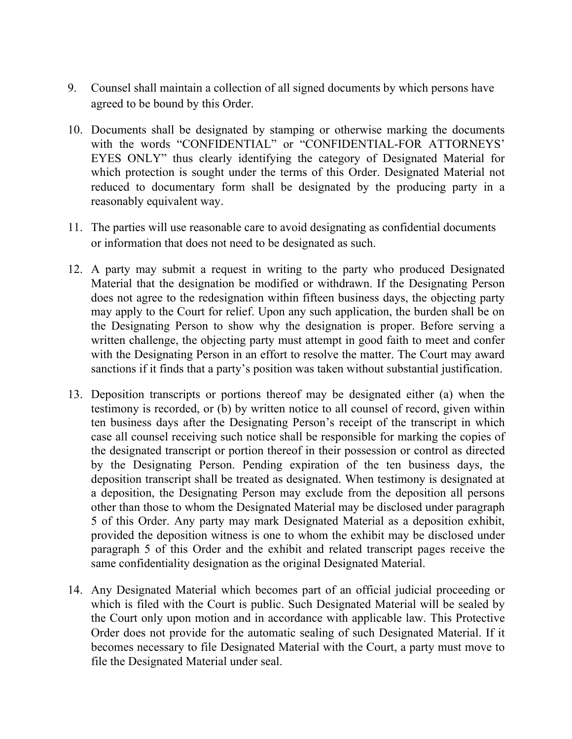9. Counsel shall maintain a collection of all signed documents by which persons have agreed to be bound by this Order.

10. Documents shall be designated by stamping or otherwise marking the documents with the words "CONFIDENTIAL" or "CONFIDENTIAL-FOR ATTORNEYS' EYES ONLY" thus clearly identifying the category of Designated Material for which protection is sought under the terms of this Order. Designated Material not reduced to documentary form shall be designated by the producing party in a reasonably equivalent way.

11. The parties will use reasonable care to avoid designating as confidential documents or information that does not need to be designated as such.

12. A party may submit a request in writing to the party who produced Designated Material that the designation be modified or withdrawn. If the Designating Person does not agree to the redesignation within fifteen business days, the objecting party may apply to the Court for relief. Upon any such application, the burden shall be on the Designating Person to show why the designation is proper. Before serving a written challenge, the objecting party must attempt in good faith to meet and confer with the Designating Person in an effort to resolve the matter. The Court may award sanctions if it finds that a party's position was taken without substantial justification.

13. Deposition transcripts or portions thereof may be designated either (a) when the testimony is recorded, or (b) by written notice to all counsel of record, given within ten business days after the Designating Person's receipt of the transcript in which case all counsel receiving such notice shall be responsible for marking the copies of the designated transcript or portion thereof in their possession or control as directed by the Designating Person. Pending expiration of the ten business days, the deposition transcript shall be treated as designated. When testimony is designated at a deposition, the Designating Person may exclude from the deposition all persons other than those to whom the Designated Material may be disclosed under paragraph 5 of this Order. Any party may mark Designated Material as a deposition exhibit, provided the deposition witness is one to whom the exhibit may be disclosed under paragraph 5 of this Order and the exhibit and related transcript pages receive the same confidentiality designation as the original Designated Material.

14. Any Designated Material which becomes part of an official judicial proceeding or which is filed with the Court is public. Such Designated Material will be sealed by the Court only upon motion and in accordance with applicable law. This Protective Order does not provide for the automatic sealing of such Designated Material. If it becomes necessary to file Designated Material with the Court, a party must move to file the Designated Material under seal.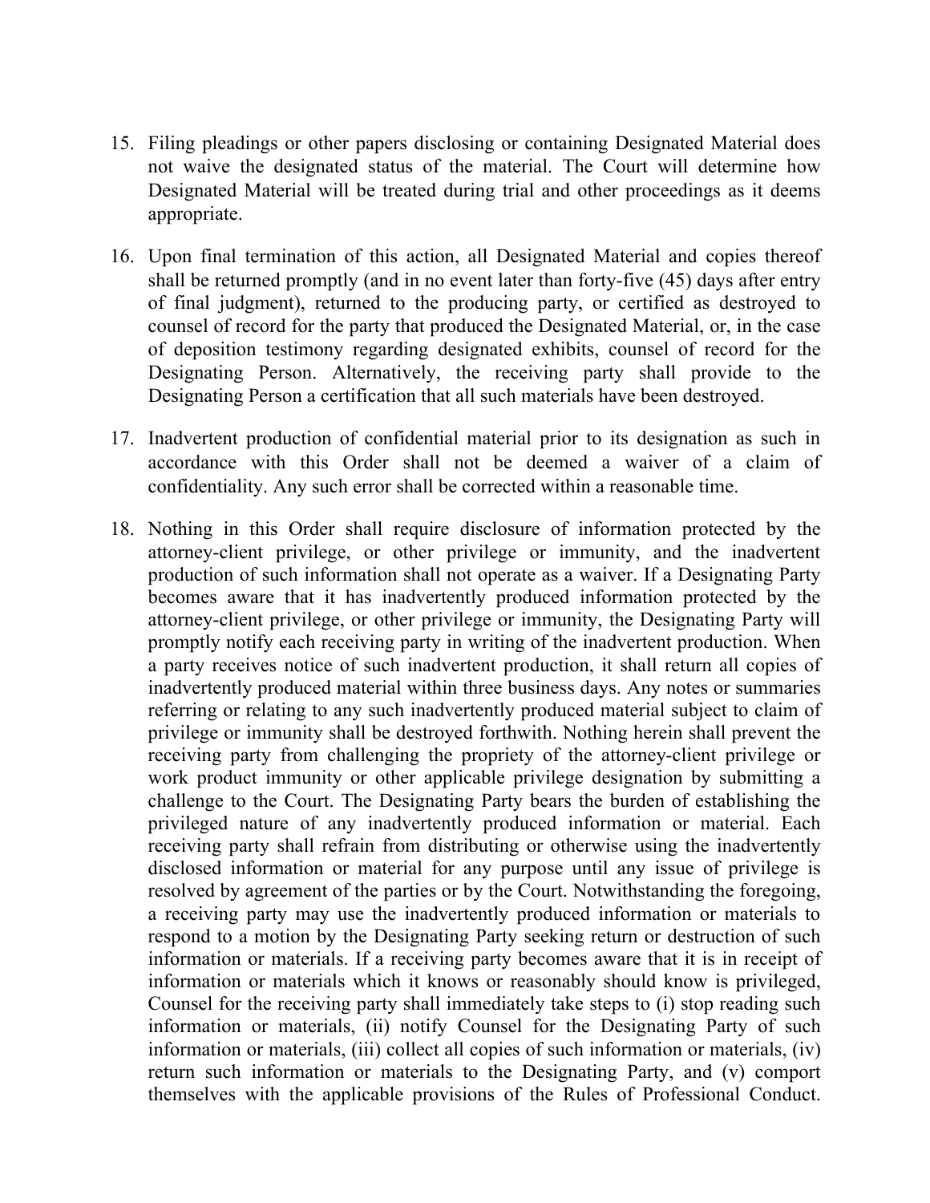15. Filing pleadings or other papers disclosing or containing Designated Material does not waive the designated status of the material. The Court will determine how Designated Material will be treated during trial and other proceedings as it deems appropriate.

16. Upon final termination of this action, all Designated Material and copies thereof shall be returned promptly (and in no event later than forty-five (45) days after entry of final judgment), returned to the producing party, or certified as destroyed to counsel of record for the party that produced the Designated Material, or, in the case of deposition testimony regarding designated exhibits, counsel of record for the Designating Person. Alternatively, the receiving party shall provide to the Designating Person a certification that all such materials have been destroyed.

17. Inadvertent production of confidential material prior to its designation as such in accordance with this Order shall not be deemed a waiver of a claim of confidentiality. Any such error shall be corrected within a reasonable time.

18. Nothing in this Order shall require disclosure of information protected by the attorney-client privilege, or other privilege or immunity, and the inadvertent production of such information shall not operate as a waiver. If a Designating Party becomes aware that it has inadvertently produced information protected by the attorney-client privilege, or other privilege or immunity, the Designating Party will promptly notify each receiving party in writing of the inadvertent production. When a party receives notice of such inadvertent production, it shall return all copies of inadvertently produced material within three business days. Any notes or summaries referring or relating to any such inadvertently produced material subject to claim of privilege or immunity shall be destroyed forthwith. Nothing herein shall prevent the receiving party from challenging the propriety of the attorney-client privilege or work product immunity or other applicable privilege designation by submitting a challenge to the Court. The Designating Party bears the burden of establishing the privileged nature of any inadvertently produced information or material. Each receiving party shall refrain from distributing or otherwise using the inadvertently disclosed information or material for any purpose until any issue of privilege is resolved by agreement of the parties or by the Court. Notwithstanding the foregoing, a receiving party may use the inadvertently produced information or materials to respond to a motion by the Designating Party seeking return or destruction of such information or materials. If a receiving party becomes aware that it is in receipt of information or materials which it knows or reasonably should know is privileged, Counsel for the receiving party shall immediately take steps to (i) stop reading such information or materials, (ii) notify Counsel for the Designating Party of such information or materials, (iii) collect all copies of such information or materials, (iv) return such information or materials to the Designating Party, and (v) comport themselves with the applicable provisions of the Rules of Professional Conduct.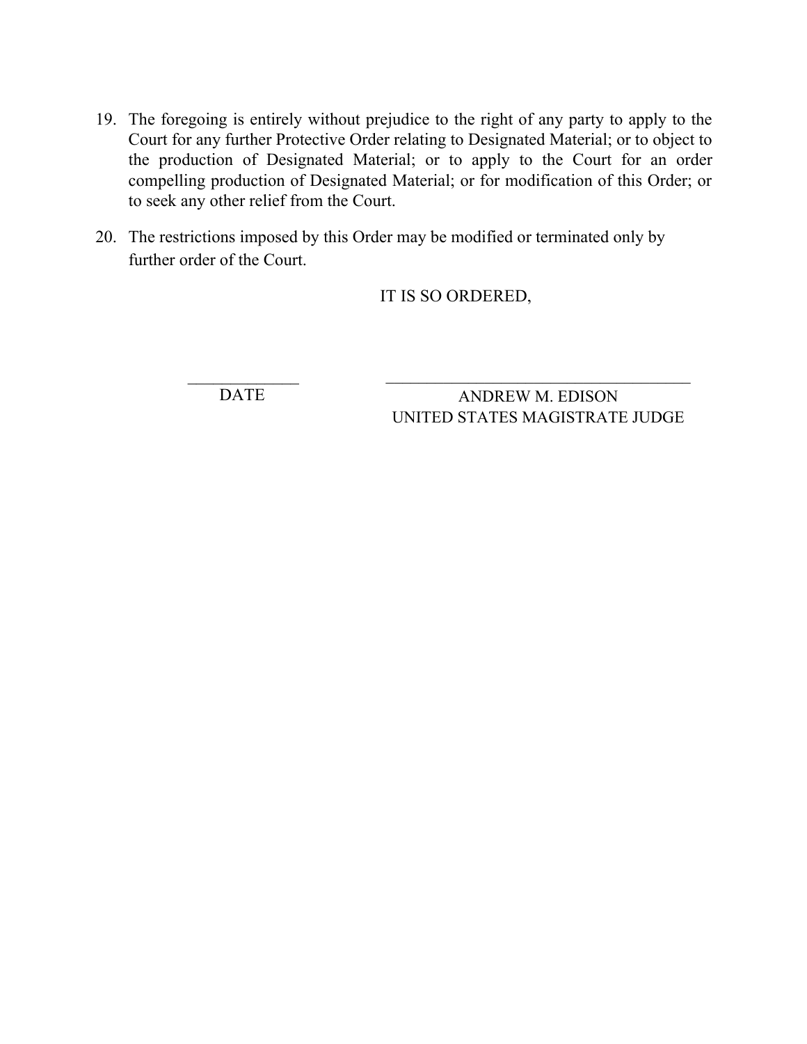19. The foregoing is entirely without prejudice to the right of any party to apply to the Court for any further Protective Order relating to Designated Material; or to object to the production of Designated Material; or to apply to the Court for an order compelling production of Designated Material; or for modification of this Order; or to seek any other relief from the Court.

20. The restrictions imposed by this Order may be modified or terminated only by further order of the Court.

IT IS SO ORDERED,

______________ DATE

________________________________________ ANDREW M. EDISON
UNITED STATES MAGISTRATE JUDGE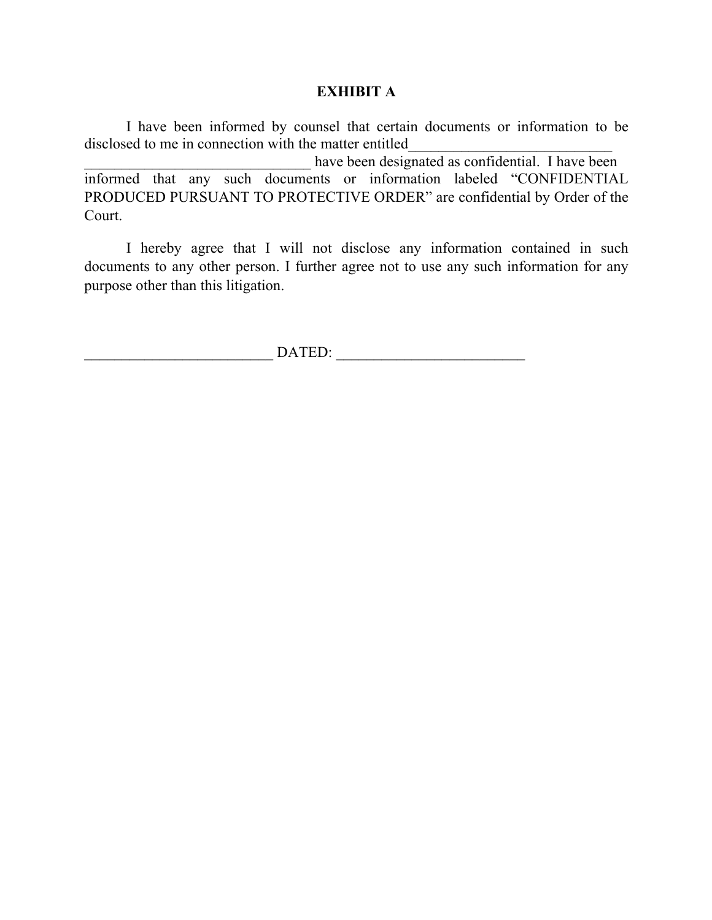# EXHIBIT A

I have been informed by counsel that certain documents or information to be disclosed to me in connection with the matter entitled___________________________ ______________________________ have been designated as confidential. I have been informed that any such documents or information labeled "CONFIDENTIAL PRODUCED PURSUANT TO PROTECTIVE ORDER" are confidential by Order of the Court.

I hereby agree that I will not disclose any information contained in such documents to any other person. I further agree not to use any such information for any purpose other than this litigation.

_________________________ DATED: _________________________